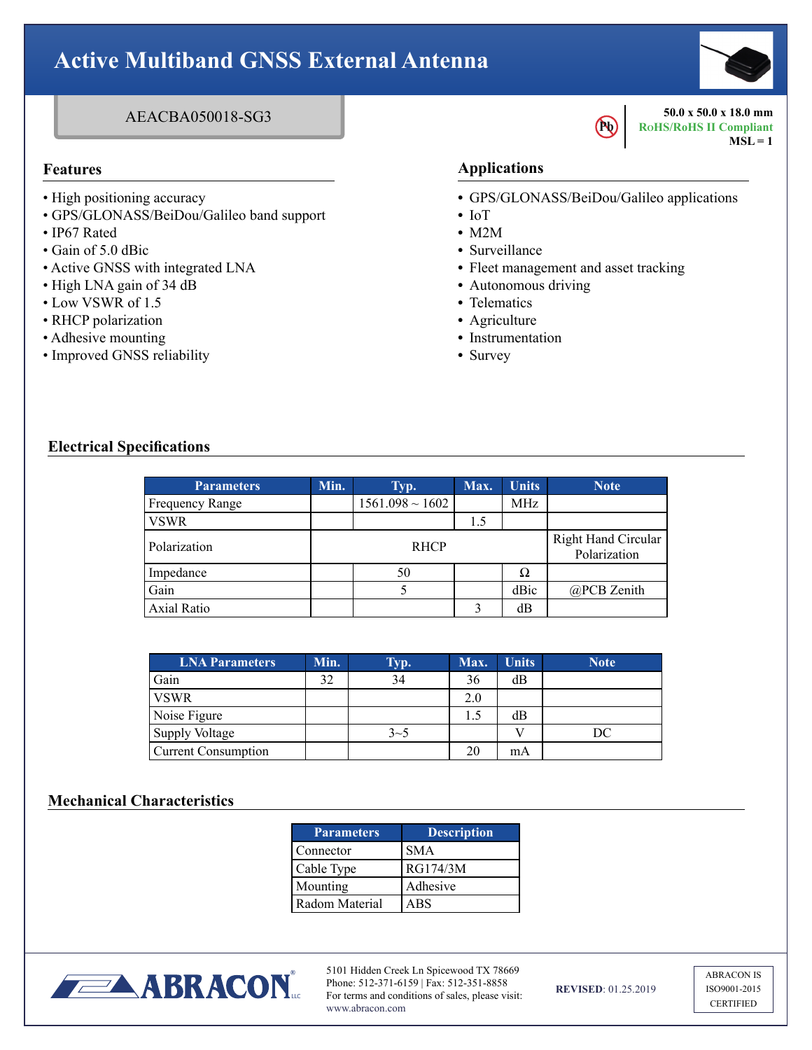# Active Multiband GNSS External Antenna

AEACBA050018-SG3

**50.0 x 50.0 x 18.0 mm**
**RoHS/RoHS II Compliant**
**MSL = 1**

## Features

- High positioning accuracy
- GPS/GLONASS/BeiDou/Galileo band support
- IP67 Rated
- Gain of 5.0 dBic
- Active GNSS with integrated LNA
- High LNA gain of 34 dB
- Low VSWR of 1.5
- RHCP polarization
- Adhesive mounting
- Improved GNSS reliability

## Applications

- GPS/GLONASS/BeiDou/Galileo applications
- IoT
- M2M
- Surveillance
- Fleet management and asset tracking
- Autonomous driving
- Telematics
- Agriculture
- Instrumentation
- Survey

## Electrical Specifications

| Parameters | Min. | Typ. | Max. | Units | Note |
|---|---|---|---|---|---|
| Frequency Range | | 1561.098 ~ 1602 | | MHz | |
| VSWR | | | 1.5 | | |
| Polarization | | RHCP | | | Right Hand Circular Polarization |
| Impedance | | 50 | | Ω | |
| Gain | | 5 | | dBic | @PCB Zenith |
| Axial Ratio | | | 3 | dB | |

| LNA Parameters | Min. | Typ. | Max. | Units | Note |
|---|---|---|---|---|---|
| Gain | 32 | 34 | 36 | dB | |
| VSWR | | | 2.0 | | |
| Noise Figure | | | 1.5 | dB | |
| Supply Voltage | | 3~5 | | V | DC |
| Current Consumption | | | 20 | mA | |

## Mechanical Characteristics

| Parameters | Description |
|---|---|
| Connector | SMA |
| Cable Type | RG174/3M |
| Mounting | Adhesive |
| Radom Material | ABS |

ABRACON

5101 Hidden Creek Ln Spicewood TX 78669
Phone: 512-371-6159 | Fax: 512-351-8858
For terms and conditions of sales, please visit: www.abracon.com

**REVISED**: 01.25.2019

ABRACON IS ISO9001-2015 CERTIFIED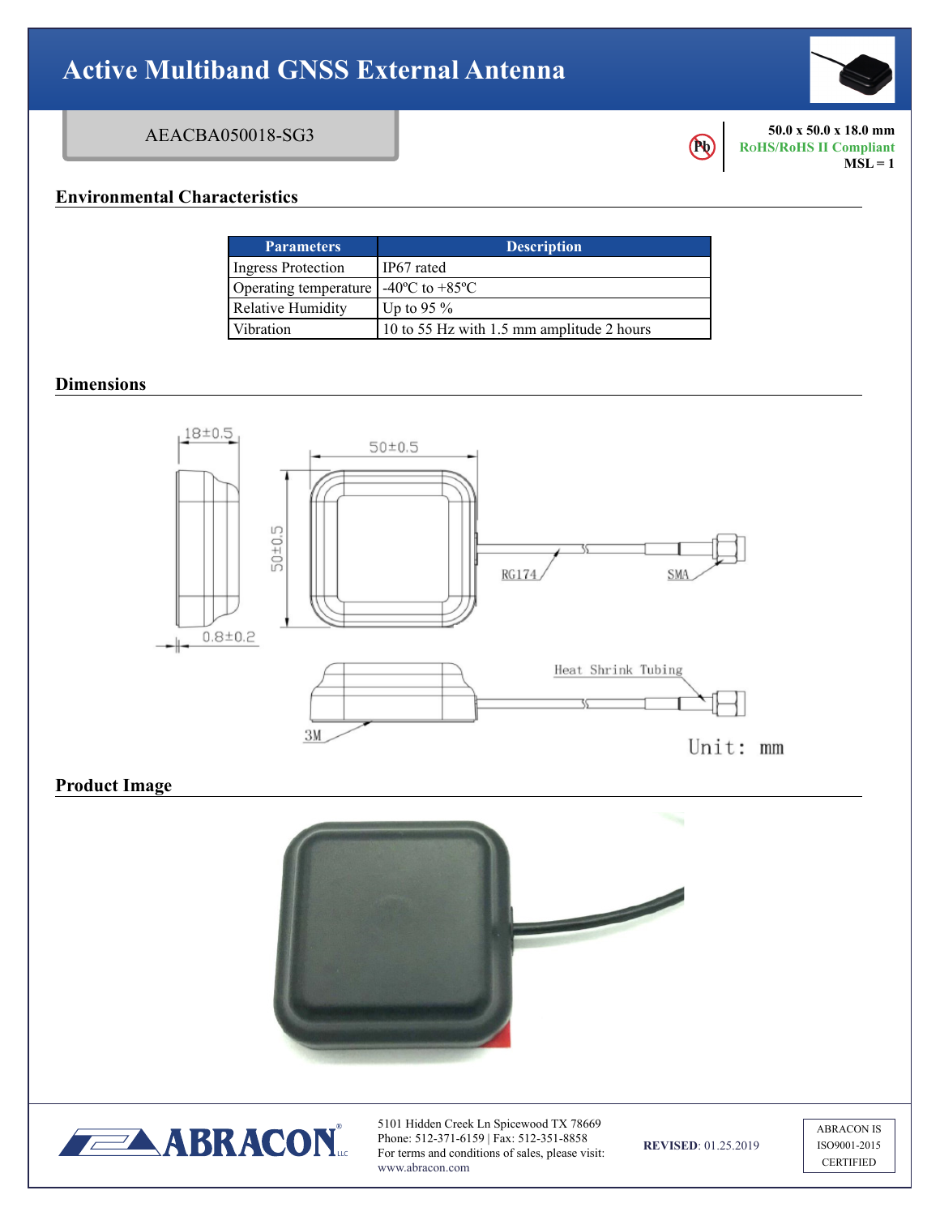# Active Multiband GNSS External Antenna

AEACBA050018-SG3

**50.0 x 50.0 x 18.0 mm**
**RoHS/RoHS II Compliant**
**MSL = 1**

## Environmental Characteristics

| Parameters | Description |
|---|---|
| Ingress Protection | IP67 rated |
| Operating temperature | -40ºC to +85ºC |
| Relative Humidity | Up to 95 % |
| Vibration | 10 to 55 Hz with 1.5 mm amplitude 2 hours |

## Dimensions

18±0.5
50±0.5
50±0.5
0.8±0.2
RG174
SMA
Heat Shrink Tubing
3M
Unit: mm

## Product Image

5101 Hidden Creek Ln Spicewood TX 78669
Phone: 512-371-6159 | Fax: 512-351-8858
For terms and conditions of sales, please visit:
www.abracon.com

**REVISED**: 01.25.2019

ABRACON IS ISO9001-2015 CERTIFIED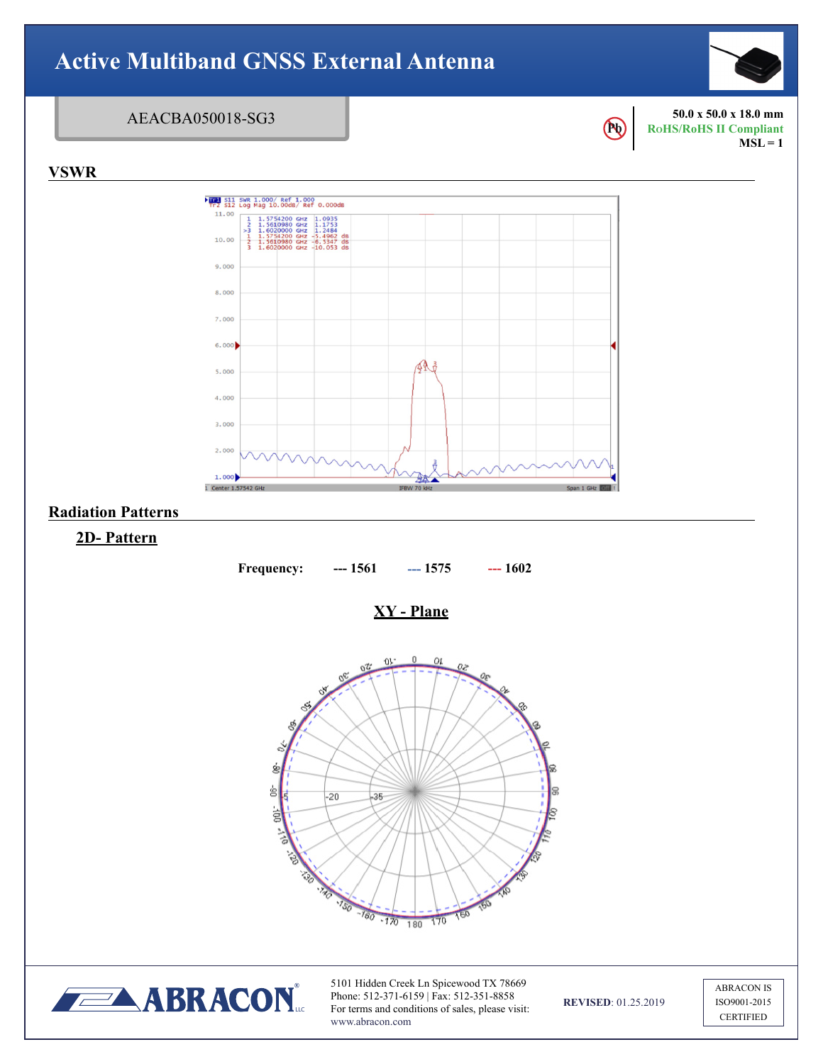# Active Multiband GNSS External Antenna

AEACBA050018-SG3

50.0 x 50.0 x 18.0 mm
RoHS/RoHS II Compliant
MSL = 1

## VSWR

Tr1 S11 SWR 1.000/ Ref 1.000
Tr2 S12 Log Mag 10.00dB/ Ref 0.000dB

1 1.5754200 GHz 1.0935
2 1.5610980 GHz 1.1753
>3 1.6020000 GHz 1.2484
1 1.5754200 GHz -5.4962 dB
2 1.5610980 GHz -6.5347 dB
3 1.6020000 GHz -10.053 dB

11.00
10.00
9.000
8.000
7.000
6.000
5.000
4.000
3.000
2.000
1.000

1 Center 1.57542 GHz IFBW 70 kHz Span 1 GHz

## Radiation Patterns

### 2D- Pattern

**Frequency: --- 1561 --- 1575 --- 1602**

### XY - Plane

0 10 20 30 40 50 60 70 80 90 100 110 120 130 140 150 160 170 180 -170 -160 -150 -140 -130 -120 -110 -100 -90 -80 -70 -60 -50 -40 -30 -20 -10

-5 -20 -35

5101 Hidden Creek Ln Spicewood TX 78669
Phone: 512-371-6159 | Fax: 512-351-8858
For terms and conditions of sales, please visit:
www.abracon.com

**REVISED**: 01.25.2019

ABRACON IS
ISO9001-2015
CERTIFIED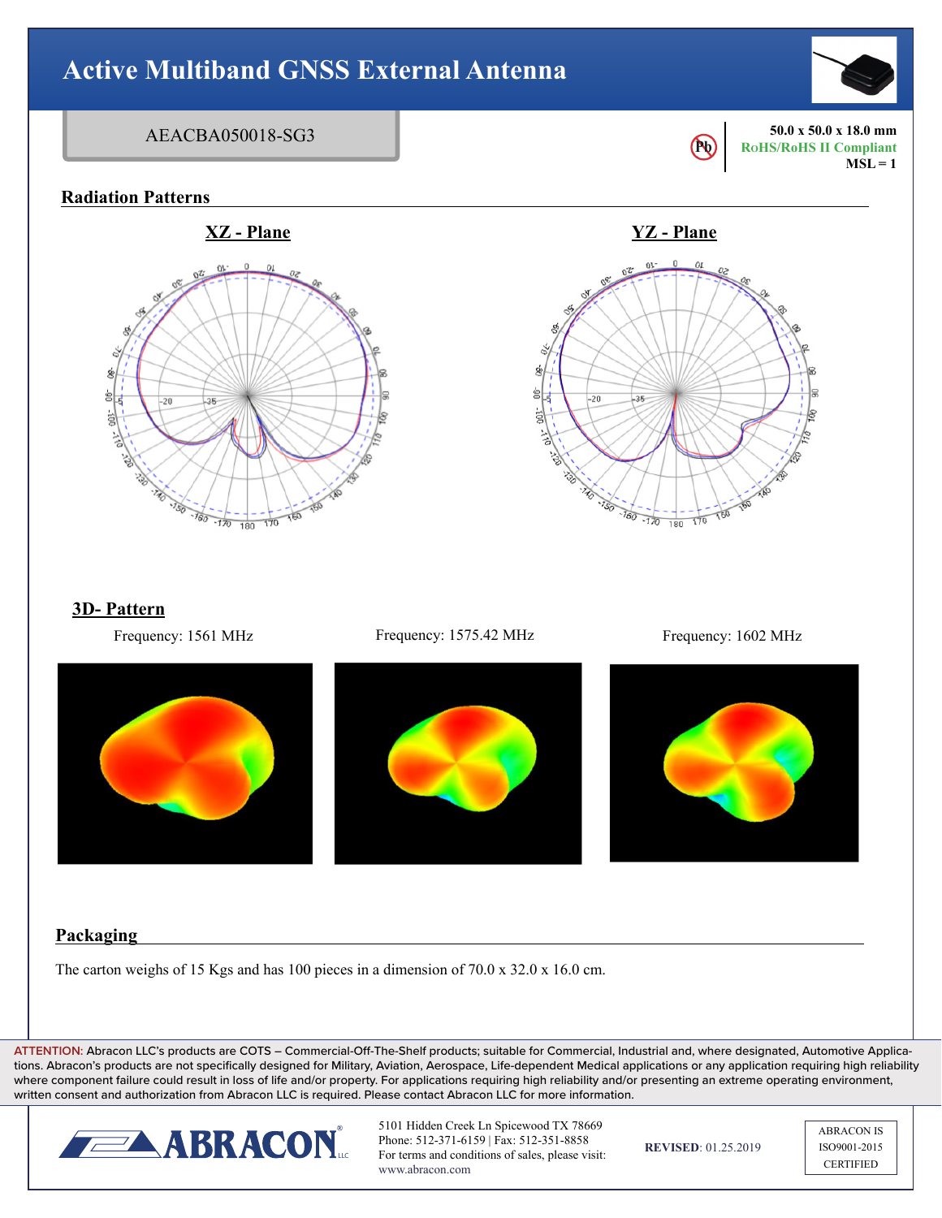# Active Multiband GNSS External Antenna

AEACBA050018-SG3

50.0 x 50.0 x 18.0 mm
RoHS/RoHS II Compliant
MSL = 1

## Radiation Patterns

**XZ - Plane**

**YZ - Plane**

## 3D- Pattern

Frequency: 1561 MHz

Frequency: 1575.42 MHz

Frequency: 1602 MHz

## Packaging

The carton weighs of 15 Kgs and has 100 pieces in a dimension of 70.0 x 32.0 x 16.0 cm.

ATTENTION: Abracon LLC's products are COTS – Commercial-Off-The-Shelf products; suitable for Commercial, Industrial and, where designated, Automotive Applications. Abracon's products are not specifically designed for Military, Aviation, Aerospace, Life-dependent Medical applications or any application requiring high reliability where component failure could result in loss of life and/or property. For applications requiring high reliability and/or presenting an extreme operating environment, written consent and authorization from Abracon LLC is required. Please contact Abracon LLC for more information.

5101 Hidden Creek Ln Spicewood TX 78669
Phone: 512-371-6159 | Fax: 512-351-8858
For terms and conditions of sales, please visit:
www.abracon.com

**REVISED**: 01.25.2019

ABRACON IS ISO9001-2015 CERTIFIED